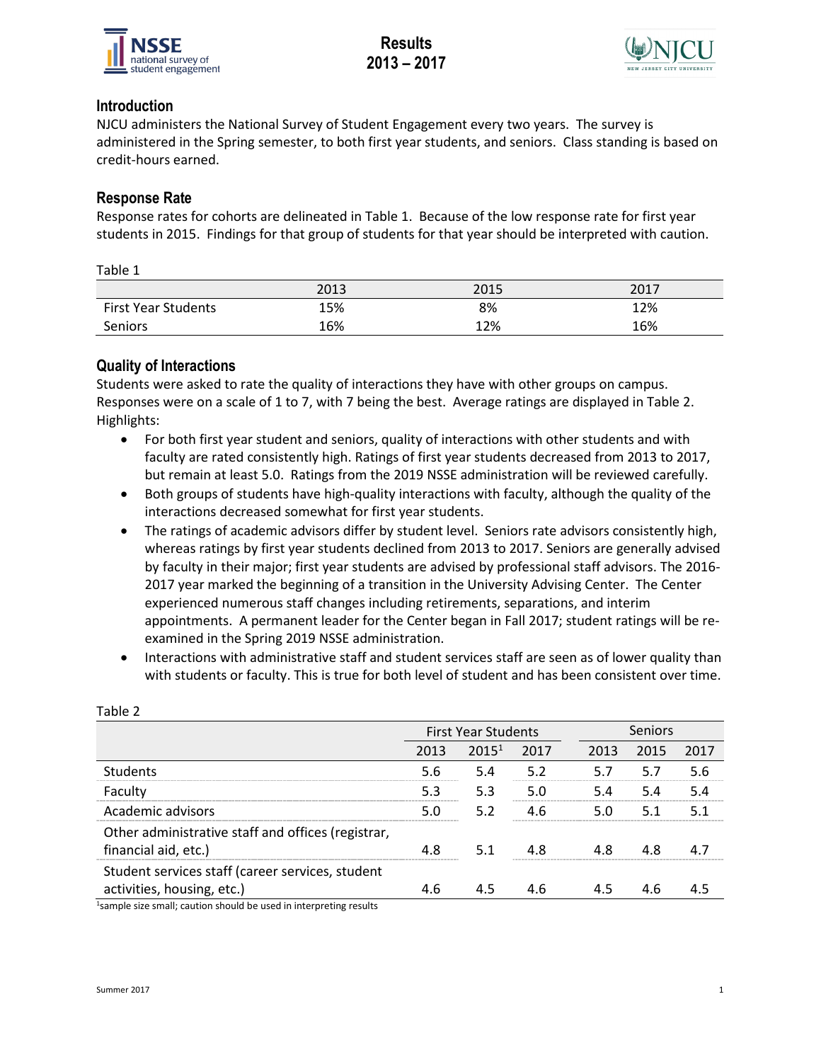# Results 2013 – 2017

## Introduction

NJCU administers the National Survey of Student Engagement every two years. The survey is administered in the Spring semester, to both first year students, and seniors. Class standing is based on credit-hours earned.

## Response Rate

Response rates for cohorts are delineated in Table 1. Because of the low response rate for first year students in 2015. Findings for that group of students for that year should be interpreted with caution.

Table 1

| | 2013 | 2015 | 2017 |
|---|---|---|---|
| First Year Students | 15% | 8% | 12% |
| Seniors | 16% | 12% | 16% |

## Quality of Interactions

Students were asked to rate the quality of interactions they have with other groups on campus. Responses were on a scale of 1 to 7, with 7 being the best. Average ratings are displayed in Table 2. Highlights:

- For both first year student and seniors, quality of interactions with other students and with faculty are rated consistently high. Ratings of first year students decreased from 2013 to 2017, but remain at least 5.0. Ratings from the 2019 NSSE administration will be reviewed carefully.
- Both groups of students have high-quality interactions with faculty, although the quality of the interactions decreased somewhat for first year students.
- The ratings of academic advisors differ by student level. Seniors rate advisors consistently high, whereas ratings by first year students declined from 2013 to 2017. Seniors are generally advised by faculty in their major; first year students are advised by professional staff advisors. The 2016-2017 year marked the beginning of a transition in the University Advising Center. The Center experienced numerous staff changes including retirements, separations, and interim appointments. A permanent leader for the Center began in Fall 2017; student ratings will be re-examined in the Spring 2019 NSSE administration.
- Interactions with administrative staff and student services staff are seen as of lower quality than with students or faculty. This is true for both level of student and has been consistent over time.

Table 2

| | First Year Students | | | Seniors | | |
|---|---|---|---|---|---|---|
| | 2013 | 2015[1] | 2017 | 2013 | 2015 | 2017 |
| Students | 5.6 | 5.4 | 5.2 | 5.7 | 5.7 | 5.6 |
| Faculty | 5.3 | 5.3 | 5.0 | 5.4 | 5.4 | 5.4 |
| Academic advisors | 5.0 | 5.2 | 4.6 | 5.0 | 5.1 | 5.1 |
| Other administrative staff and offices (registrar, financial aid, etc.) | 4.8 | 5.1 | 4.8 | 4.8 | 4.8 | 4.7 |
| Student services staff (career services, student activities, housing, etc.) | 4.6 | 4.5 | 4.6 | 4.5 | 4.6 | 4.5 |

[1]sample size small; caution should be used in interpreting results

Summer 2017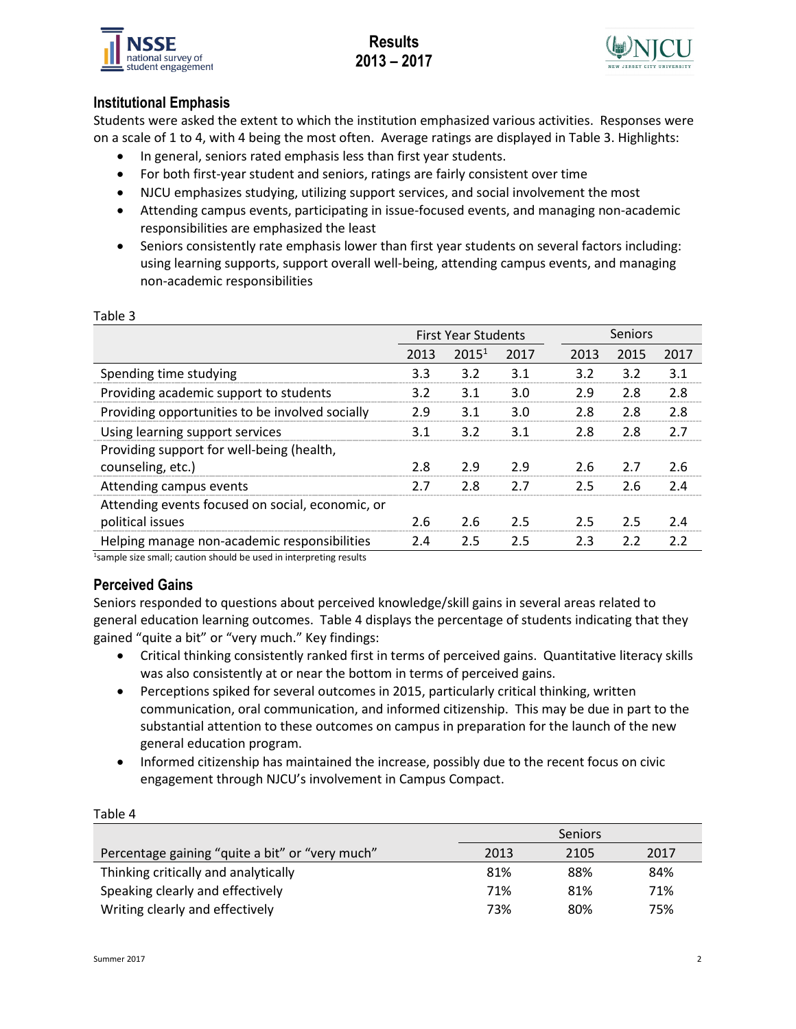## Institutional Emphasis

Students were asked the extent to which the institution emphasized various activities. Responses were on a scale of 1 to 4, with 4 being the most often. Average ratings are displayed in Table 3. Highlights:

- In general, seniors rated emphasis less than first year students.
- For both first-year student and seniors, ratings are fairly consistent over time
- NJCU emphasizes studying, utilizing support services, and social involvement the most
- Attending campus events, participating in issue-focused events, and managing non-academic responsibilities are emphasized the least
- Seniors consistently rate emphasis lower than first year students on several factors including: using learning supports, support overall well-being, attending campus events, and managing non-academic responsibilities

Table 3

| | First Year Students | | | Seniors | | |
|---|---|---|---|---|---|---|
| | 2013 | 2015[1] | 2017 | 2013 | 2015 | 2017 |
| Spending time studying | 3.3 | 3.2 | 3.1 | 3.2 | 3.2 | 3.1 |
| Providing academic support to students | 3.2 | 3.1 | 3.0 | 2.9 | 2.8 | 2.8 |
| Providing opportunities to be involved socially | 2.9 | 3.1 | 3.0 | 2.8 | 2.8 | 2.8 |
| Using learning support services | 3.1 | 3.2 | 3.1 | 2.8 | 2.8 | 2.7 |
| Providing support for well-being (health, counseling, etc.) | 2.8 | 2.9 | 2.9 | 2.6 | 2.7 | 2.6 |
| Attending campus events | 2.7 | 2.8 | 2.7 | 2.5 | 2.6 | 2.4 |
| Attending events focused on social, economic, or political issues | 2.6 | 2.6 | 2.5 | 2.5 | 2.5 | 2.4 |
| Helping manage non-academic responsibilities | 2.4 | 2.5 | 2.5 | 2.3 | 2.2 | 2.2 |

[1]sample size small; caution should be used in interpreting results

## Perceived Gains

Seniors responded to questions about perceived knowledge/skill gains in several areas related to general education learning outcomes. Table 4 displays the percentage of students indicating that they gained "quite a bit" or "very much." Key findings:

- Critical thinking consistently ranked first in terms of perceived gains. Quantitative literacy skills was also consistently at or near the bottom in terms of perceived gains.
- Perceptions spiked for several outcomes in 2015, particularly critical thinking, written communication, oral communication, and informed citizenship. This may be due in part to the substantial attention to these outcomes on campus in preparation for the launch of the new general education program.
- Informed citizenship has maintained the increase, possibly due to the recent focus on civic engagement through NJCU's involvement in Campus Compact.

Table 4

| | Seniors | | |
|---|---|---|---|
| Percentage gaining "quite a bit" or "very much" | 2013 | 2105 | 2017 |
| Thinking critically and analytically | 81% | 88% | 84% |
| Speaking clearly and effectively | 71% | 81% | 71% |
| Writing clearly and effectively | 73% | 80% | 75% |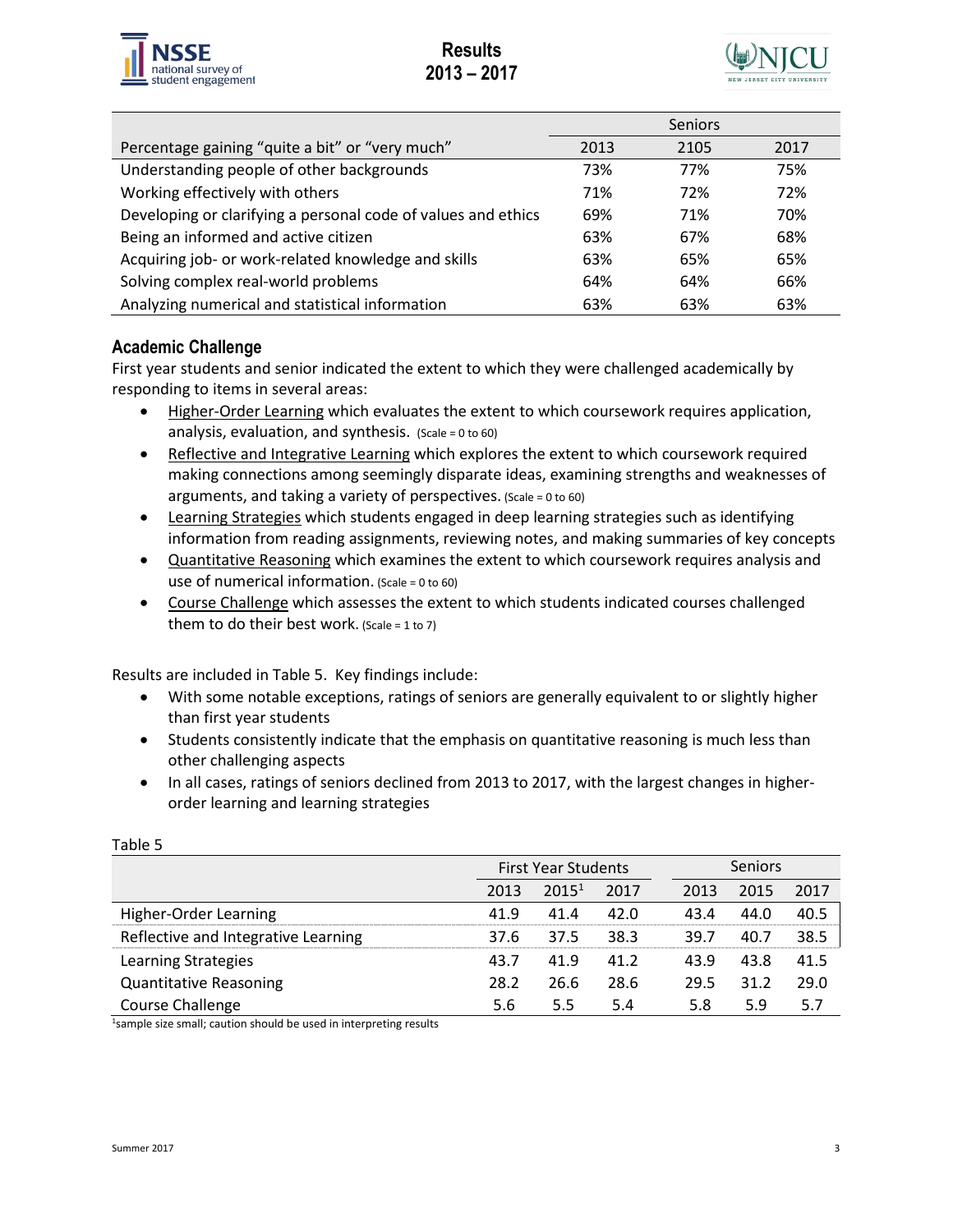|  | Seniors |  |  |
| --- | --- | --- | --- |
| Percentage gaining “quite a bit” or “very much” | 2013 | 2105 | 2017 |
| Understanding people of other backgrounds | 73% | 77% | 75% |
| Working effectively with others | 71% | 72% | 72% |
| Developing or clarifying a personal code of values and ethics | 69% | 71% | 70% |
| Being an informed and active citizen | 63% | 67% | 68% |
| Acquiring job- or work-related knowledge and skills | 63% | 65% | 65% |
| Solving complex real-world problems | 64% | 64% | 66% |
| Analyzing numerical and statistical information | 63% | 63% | 63% |

### Academic Challenge

First year students and senior indicated the extent to which they were challenged academically by responding to items in several areas:

- Higher-Order Learning which evaluates the extent to which coursework requires application, analysis, evaluation, and synthesis. (Scale = 0 to 60)
- Reflective and Integrative Learning which explores the extent to which coursework required making connections among seemingly disparate ideas, examining strengths and weaknesses of arguments, and taking a variety of perspectives. (Scale = 0 to 60)
- Learning Strategies which students engaged in deep learning strategies such as identifying information from reading assignments, reviewing notes, and making summaries of key concepts
- Quantitative Reasoning which examines the extent to which coursework requires analysis and use of numerical information. (Scale = 0 to 60)
- Course Challenge which assesses the extent to which students indicated courses challenged them to do their best work. (Scale = 1 to 7)

Results are included in Table 5. Key findings include:

- With some notable exceptions, ratings of seniors are generally equivalent to or slightly higher than first year students
- Students consistently indicate that the emphasis on quantitative reasoning is much less than other challenging aspects
- In all cases, ratings of seniors declined from 2013 to 2017, with the largest changes in higher-order learning and learning strategies

Table 5

|  | First Year Students |  |  | Seniors |  |  |
| --- | --- | --- | --- | --- | --- | --- |
|  | 2013 | 2015[1] | 2017 | 2013 | 2015 | 2017 |
| Higher-Order Learning | 41.9 | 41.4 | 42.0 | 43.4 | 44.0 | 40.5 |
| Reflective and Integrative Learning | 37.6 | 37.5 | 38.3 | 39.7 | 40.7 | 38.5 |
| Learning Strategies | 43.7 | 41.9 | 41.2 | 43.9 | 43.8 | 41.5 |
| Quantitative Reasoning | 28.2 | 26.6 | 28.6 | 29.5 | 31.2 | 29.0 |
| Course Challenge | 5.6 | 5.5 | 5.4 | 5.8 | 5.9 | 5.7 |

[1]sample size small; caution should be used in interpreting results